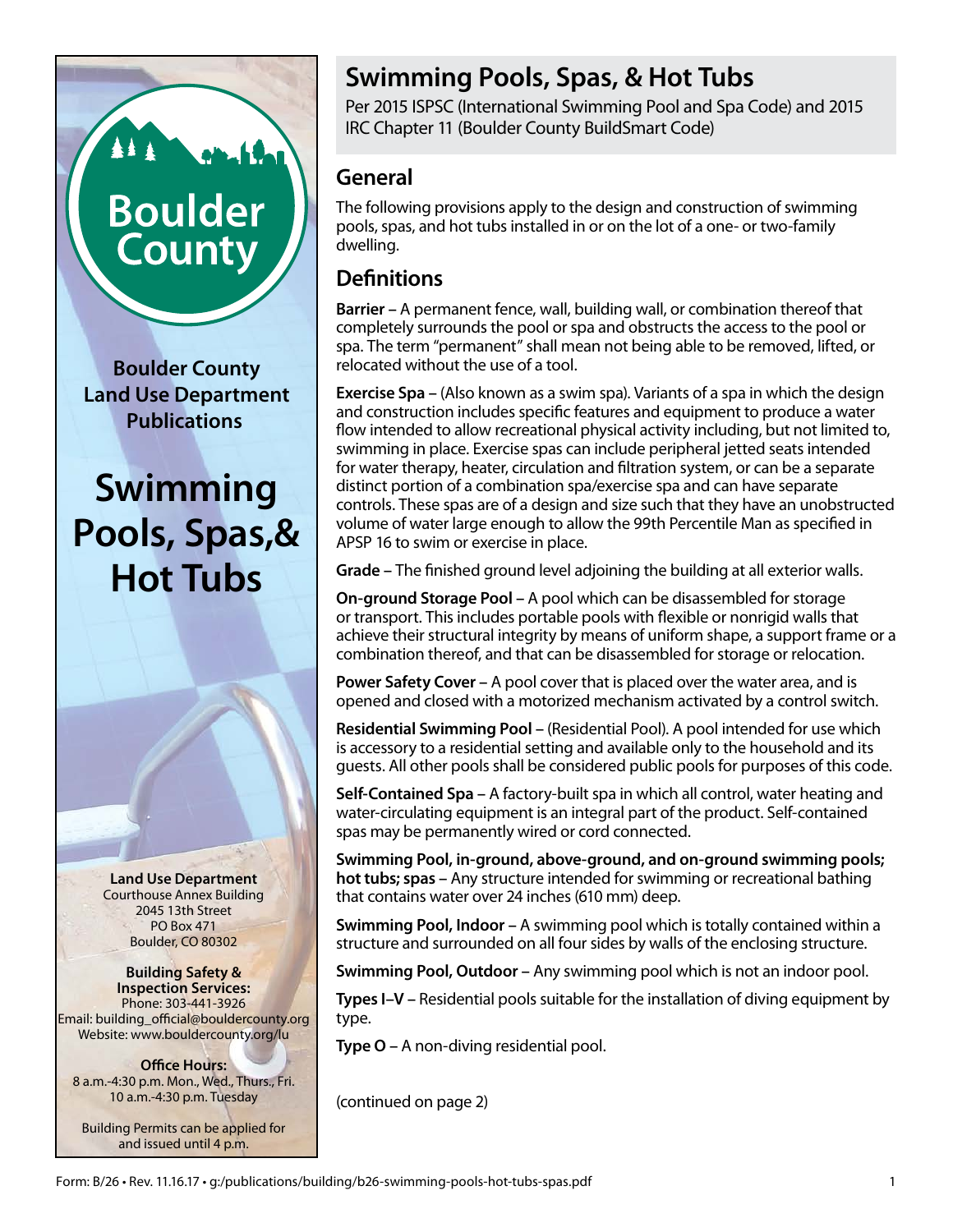Boulder County

**Boulder County Land Use Department Publications**

# Swimming Pools, Spas,& Hot Tubs

**Land Use Department**
Courthouse Annex Building
2045 13th Street
PO Box 471
Boulder, CO 80302

**Building Safety & Inspection Services:**
Phone: 303-441-3926
Email: building_official@bouldercounty.org
Website: www.bouldercounty.org/lu

**Office Hours:**
8 a.m.-4:30 p.m. Mon., Wed., Thurs., Fri.
10 a.m.-4:30 p.m. Tuesday

Building Permits can be applied for and issued until 4 p.m.

# Swimming Pools, Spas, & Hot Tubs

Per 2015 ISPSC (International Swimming Pool and Spa Code) and 2015 IRC Chapter 11 (Boulder County BuildSmart Code)

## General

The following provisions apply to the design and construction of swimming pools, spas, and hot tubs installed in or on the lot of a one- or two-family dwelling.

## Definitions

**Barrier** – A permanent fence, wall, building wall, or combination thereof that completely surrounds the pool or spa and obstructs the access to the pool or spa. The term "permanent" shall mean not being able to be removed, lifted, or relocated without the use of a tool.

**Exercise Spa** – (Also known as a swim spa). Variants of a spa in which the design and construction includes specific features and equipment to produce a water flow intended to allow recreational physical activity including, but not limited to, swimming in place. Exercise spas can include peripheral jetted seats intended for water therapy, heater, circulation and filtration system, or can be a separate distinct portion of a combination spa/exercise spa and can have separate controls. These spas are of a design and size such that they have an unobstructed volume of water large enough to allow the 99th Percentile Man as specified in APSP 16 to swim or exercise in place.

**Grade** – The finished ground level adjoining the building at all exterior walls.

**On-ground Storage Pool** – A pool which can be disassembled for storage or transport. This includes portable pools with flexible or nonrigid walls that achieve their structural integrity by means of uniform shape, a support frame or a combination thereof, and that can be disassembled for storage or relocation.

**Power Safety Cover** – A pool cover that is placed over the water area, and is opened and closed with a motorized mechanism activated by a control switch.

**Residential Swimming Pool** – (Residential Pool). A pool intended for use which is accessory to a residential setting and available only to the household and its guests. All other pools shall be considered public pools for purposes of this code.

**Self-Contained Spa** – A factory-built spa in which all control, water heating and water-circulating equipment is an integral part of the product. Self-contained spas may be permanently wired or cord connected.

**Swimming Pool, in-ground, above-ground, and on-ground swimming pools; hot tubs; spas** – Any structure intended for swimming or recreational bathing that contains water over 24 inches (610 mm) deep.

**Swimming Pool, Indoor** – A swimming pool which is totally contained within a structure and surrounded on all four sides by walls of the enclosing structure.

**Swimming Pool, Outdoor** – Any swimming pool which is not an indoor pool.

**Types I–V** – Residential pools suitable for the installation of diving equipment by type.

**Type O** – A non-diving residential pool.

(continued on page 2)

Form: B/26 • Rev. 11.16.17 • g:/publications/building/b26-swimming-pools-hot-tubs-spas.pdf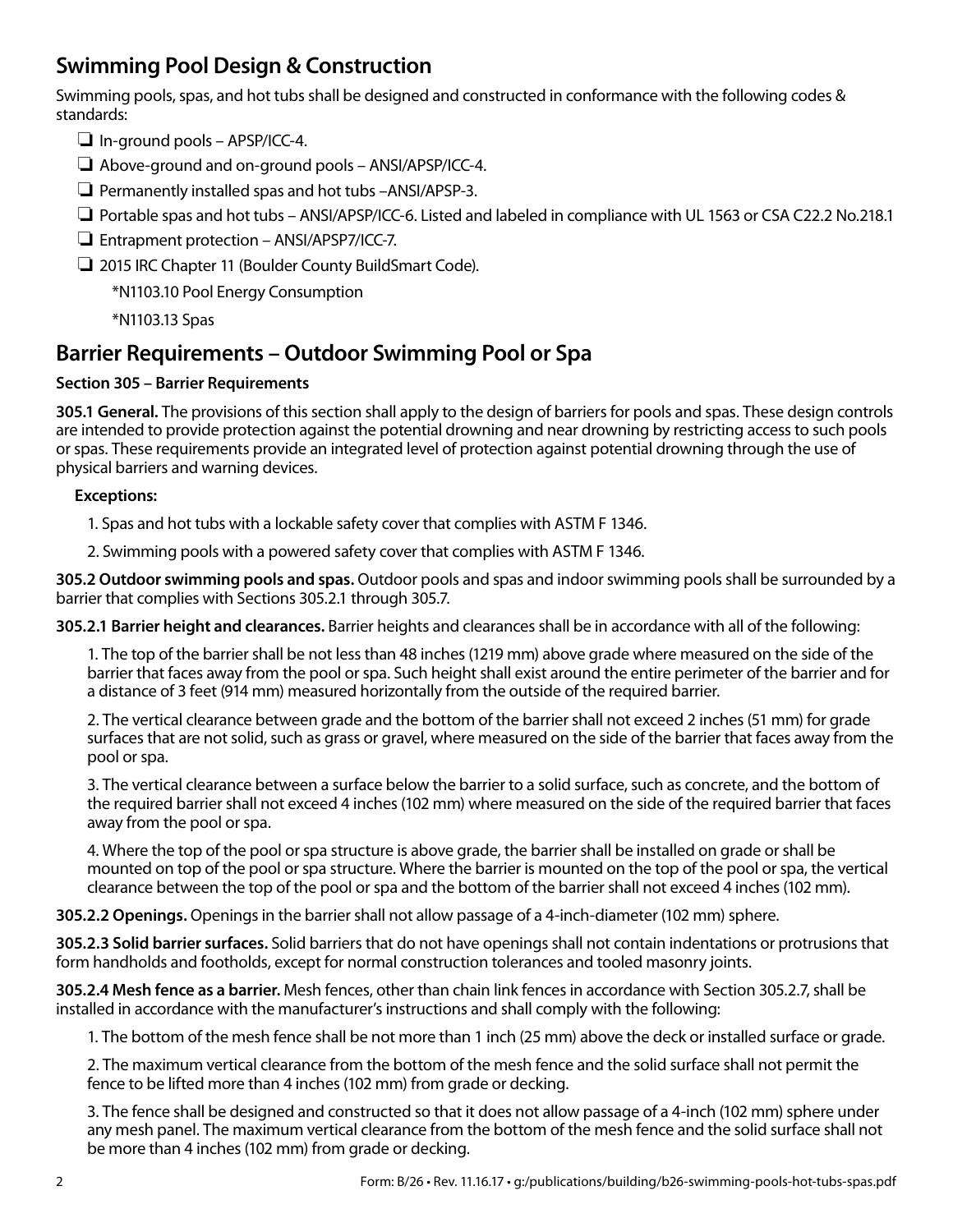## Swimming Pool Design & Construction

Swimming pools, spas, and hot tubs shall be designed and constructed in conformance with the following codes & standards:

- ❑ In-ground pools – APSP/ICC-4.
- ❑ Above-ground and on-ground pools – ANSI/APSP/ICC-4.
- ❑ Permanently installed spas and hot tubs –ANSI/APSP-3.
- ❑ Portable spas and hot tubs – ANSI/APSP/ICC-6. Listed and labeled in compliance with UL 1563 or CSA C22.2 No.218.1
- ❑ Entrapment protection – ANSI/APSP7/ICC-7.
- ❑ 2015 IRC Chapter 11 (Boulder County BuildSmart Code).

    *N1103.10 Pool Energy Consumption

    *N1103.13 Spas

## Barrier Requirements – Outdoor Swimming Pool or Spa

**Section 305 – Barrier Requirements**

**305.1 General.** The provisions of this section shall apply to the design of barriers for pools and spas. These design controls are intended to provide protection against the potential drowning and near drowning by restricting access to such pools or spas. These requirements provide an integrated level of protection against potential drowning through the use of physical barriers and warning devices.

**Exceptions:**

1. Spas and hot tubs with a lockable safety cover that complies with ASTM F 1346.
2. Swimming pools with a powered safety cover that complies with ASTM F 1346.

**305.2 Outdoor swimming pools and spas.** Outdoor pools and spas and indoor swimming pools shall be surrounded by a barrier that complies with Sections 305.2.1 through 305.7.

**305.2.1 Barrier height and clearances.** Barrier heights and clearances shall be in accordance with all of the following:

1. The top of the barrier shall be not less than 48 inches (1219 mm) above grade where measured on the side of the barrier that faces away from the pool or spa. Such height shall exist around the entire perimeter of the barrier and for a distance of 3 feet (914 mm) measured horizontally from the outside of the required barrier.
2. The vertical clearance between grade and the bottom of the barrier shall not exceed 2 inches (51 mm) for grade surfaces that are not solid, such as grass or gravel, where measured on the side of the barrier that faces away from the pool or spa.
3. The vertical clearance between a surface below the barrier to a solid surface, such as concrete, and the bottom of the required barrier shall not exceed 4 inches (102 mm) where measured on the side of the required barrier that faces away from the pool or spa.
4. Where the top of the pool or spa structure is above grade, the barrier shall be installed on grade or shall be mounted on top of the pool or spa structure. Where the barrier is mounted on the top of the pool or spa, the vertical clearance between the top of the pool or spa and the bottom of the barrier shall not exceed 4 inches (102 mm).

**305.2.2 Openings.** Openings in the barrier shall not allow passage of a 4-inch-diameter (102 mm) sphere.

**305.2.3 Solid barrier surfaces.** Solid barriers that do not have openings shall not contain indentations or protrusions that form handholds and footholds, except for normal construction tolerances and tooled masonry joints.

**305.2.4 Mesh fence as a barrier.** Mesh fences, other than chain link fences in accordance with Section 305.2.7, shall be installed in accordance with the manufacturer's instructions and shall comply with the following:

1. The bottom of the mesh fence shall be not more than 1 inch (25 mm) above the deck or installed surface or grade.
2. The maximum vertical clearance from the bottom of the mesh fence and the solid surface shall not permit the fence to be lifted more than 4 inches (102 mm) from grade or decking.
3. The fence shall be designed and constructed so that it does not allow passage of a 4-inch (102 mm) sphere under any mesh panel. The maximum vertical clearance from the bottom of the mesh fence and the solid surface shall not be more than 4 inches (102 mm) from grade or decking.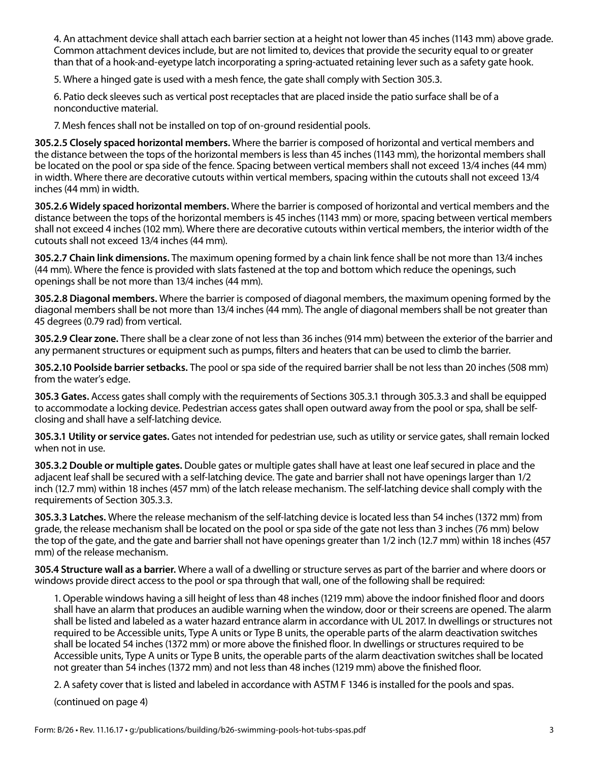4. An attachment device shall attach each barrier section at a height not lower than 45 inches (1143 mm) above grade. Common attachment devices include, but are not limited to, devices that provide the security equal to or greater than that of a hook-and-eyetype latch incorporating a spring-actuated retaining lever such as a safety gate hook.

5. Where a hinged gate is used with a mesh fence, the gate shall comply with Section 305.3.

6. Patio deck sleeves such as vertical post receptacles that are placed inside the patio surface shall be of a nonconductive material.

7. Mesh fences shall not be installed on top of on-ground residential pools.

**305.2.5 Closely spaced horizontal members.** Where the barrier is composed of horizontal and vertical members and the distance between the tops of the horizontal members is less than 45 inches (1143 mm), the horizontal members shall be located on the pool or spa side of the fence. Spacing between vertical members shall not exceed 13/4 inches (44 mm) in width. Where there are decorative cutouts within vertical members, spacing within the cutouts shall not exceed 13/4 inches (44 mm) in width.

**305.2.6 Widely spaced horizontal members.** Where the barrier is composed of horizontal and vertical members and the distance between the tops of the horizontal members is 45 inches (1143 mm) or more, spacing between vertical members shall not exceed 4 inches (102 mm). Where there are decorative cutouts within vertical members, the interior width of the cutouts shall not exceed 13/4 inches (44 mm).

**305.2.7 Chain link dimensions.** The maximum opening formed by a chain link fence shall be not more than 13/4 inches (44 mm). Where the fence is provided with slats fastened at the top and bottom which reduce the openings, such openings shall be not more than 13/4 inches (44 mm).

**305.2.8 Diagonal members.** Where the barrier is composed of diagonal members, the maximum opening formed by the diagonal members shall be not more than 13/4 inches (44 mm). The angle of diagonal members shall be not greater than 45 degrees (0.79 rad) from vertical.

**305.2.9 Clear zone.** There shall be a clear zone of not less than 36 inches (914 mm) between the exterior of the barrier and any permanent structures or equipment such as pumps, filters and heaters that can be used to climb the barrier.

**305.2.10 Poolside barrier setbacks.** The pool or spa side of the required barrier shall be not less than 20 inches (508 mm) from the water's edge.

**305.3 Gates.** Access gates shall comply with the requirements of Sections 305.3.1 through 305.3.3 and shall be equipped to accommodate a locking device. Pedestrian access gates shall open outward away from the pool or spa, shall be self-closing and shall have a self-latching device.

**305.3.1 Utility or service gates.** Gates not intended for pedestrian use, such as utility or service gates, shall remain locked when not in use.

**305.3.2 Double or multiple gates.** Double gates or multiple gates shall have at least one leaf secured in place and the adjacent leaf shall be secured with a self-latching device. The gate and barrier shall not have openings larger than 1/2 inch (12.7 mm) within 18 inches (457 mm) of the latch release mechanism. The self-latching device shall comply with the requirements of Section 305.3.3.

**305.3.3 Latches.** Where the release mechanism of the self-latching device is located less than 54 inches (1372 mm) from grade, the release mechanism shall be located on the pool or spa side of the gate not less than 3 inches (76 mm) below the top of the gate, and the gate and barrier shall not have openings greater than 1/2 inch (12.7 mm) within 18 inches (457 mm) of the release mechanism.

**305.4 Structure wall as a barrier.** Where a wall of a dwelling or structure serves as part of the barrier and where doors or windows provide direct access to the pool or spa through that wall, one of the following shall be required:

1. Operable windows having a sill height of less than 48 inches (1219 mm) above the indoor finished floor and doors shall have an alarm that produces an audible warning when the window, door or their screens are opened. The alarm shall be listed and labeled as a water hazard entrance alarm in accordance with UL 2017. In dwellings or structures not required to be Accessible units, Type A units or Type B units, the operable parts of the alarm deactivation switches shall be located 54 inches (1372 mm) or more above the finished floor. In dwellings or structures required to be Accessible units, Type A units or Type B units, the operable parts of the alarm deactivation switches shall be located not greater than 54 inches (1372 mm) and not less than 48 inches (1219 mm) above the finished floor.

2. A safety cover that is listed and labeled in accordance with ASTM F 1346 is installed for the pools and spas.

(continued on page 4)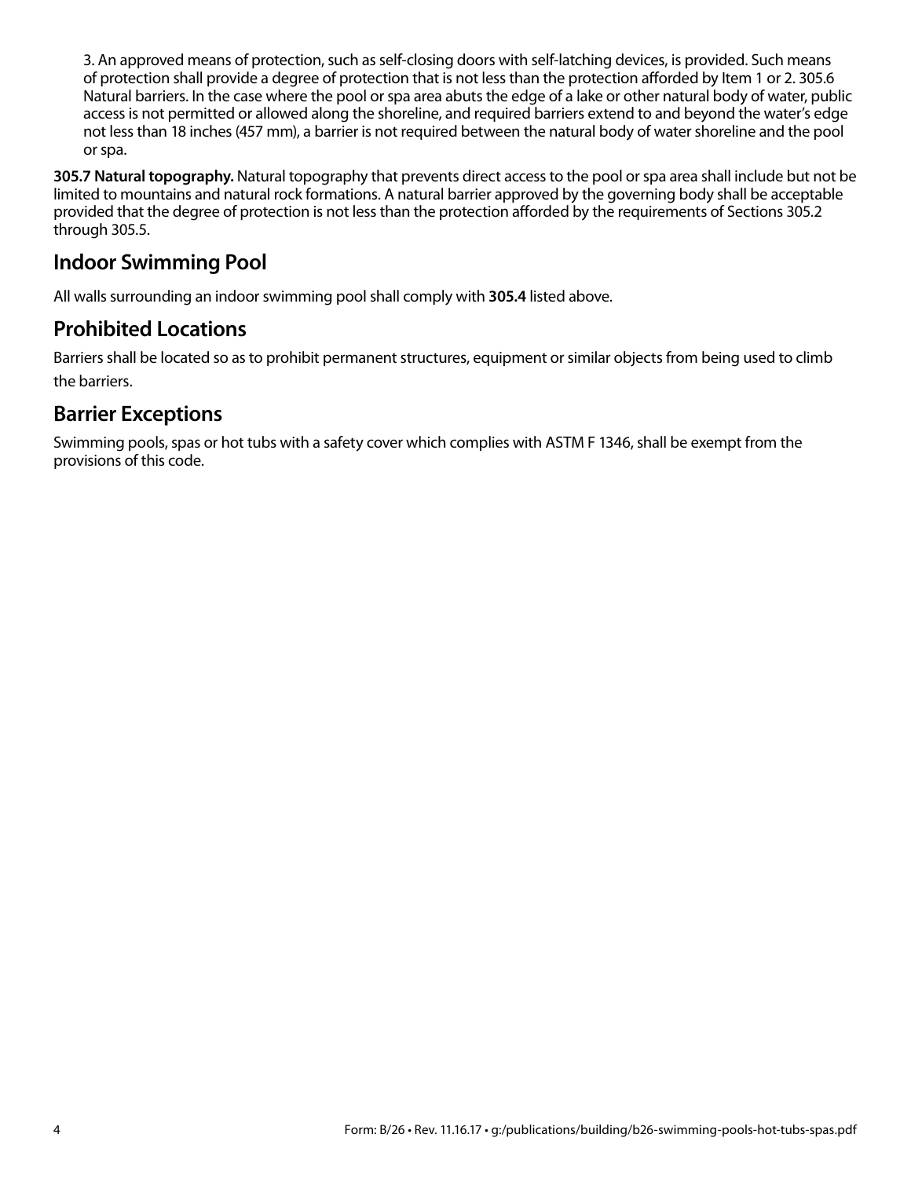3. An approved means of protection, such as self-closing doors with self-latching devices, is provided. Such means of protection shall provide a degree of protection that is not less than the protection afforded by Item 1 or 2. 305.6 Natural barriers. In the case where the pool or spa area abuts the edge of a lake or other natural body of water, public access is not permitted or allowed along the shoreline, and required barriers extend to and beyond the water's edge not less than 18 inches (457 mm), a barrier is not required between the natural body of water shoreline and the pool or spa.

**305.7 Natural topography.** Natural topography that prevents direct access to the pool or spa area shall include but not be limited to mountains and natural rock formations. A natural barrier approved by the governing body shall be acceptable provided that the degree of protection is not less than the protection afforded by the requirements of Sections 305.2 through 305.5.

## Indoor Swimming Pool

All walls surrounding an indoor swimming pool shall comply with **305.4** listed above.

## Prohibited Locations

Barriers shall be located so as to prohibit permanent structures, equipment or similar objects from being used to climb the barriers.

## Barrier Exceptions

Swimming pools, spas or hot tubs with a safety cover which complies with ASTM F 1346, shall be exempt from the provisions of this code.

Form: B/26 • Rev. 11.16.17 • g:/publications/building/b26-swimming-pools-hot-tubs-spas.pdf